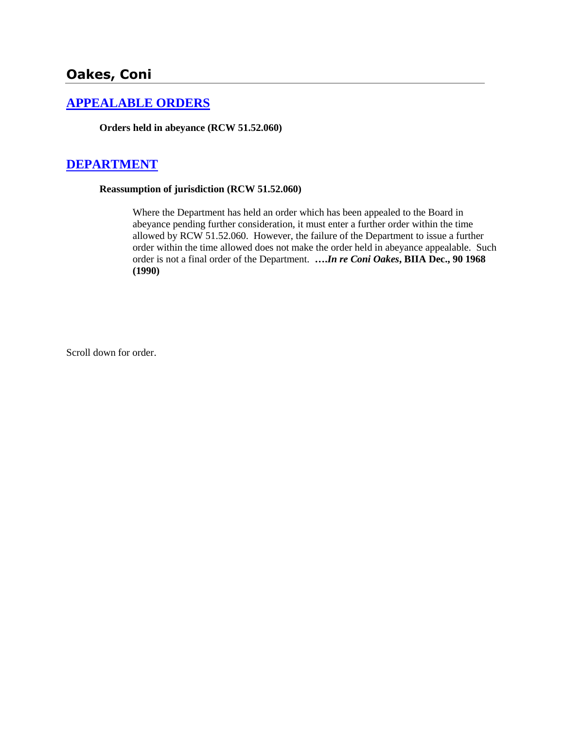## Oakes, Coni

### APPEALABLE ORDERS

**Orders held in abeyance (RCW 51.52.060)**

### DEPARTMENT

**Reassumption of jurisdiction (RCW 51.52.060)**

Where the Department has held an order which has been appealed to the Board in abeyance pending further consideration, it must enter a further order within the time allowed by RCW 51.52.060. However, the failure of the Department to issue a further order within the time allowed does not make the order held in abeyance appealable. Such order is not a final order of the Department. **….*In re Coni Oakes*, BIIA Dec., 90 1968 (1990)**

Scroll down for order.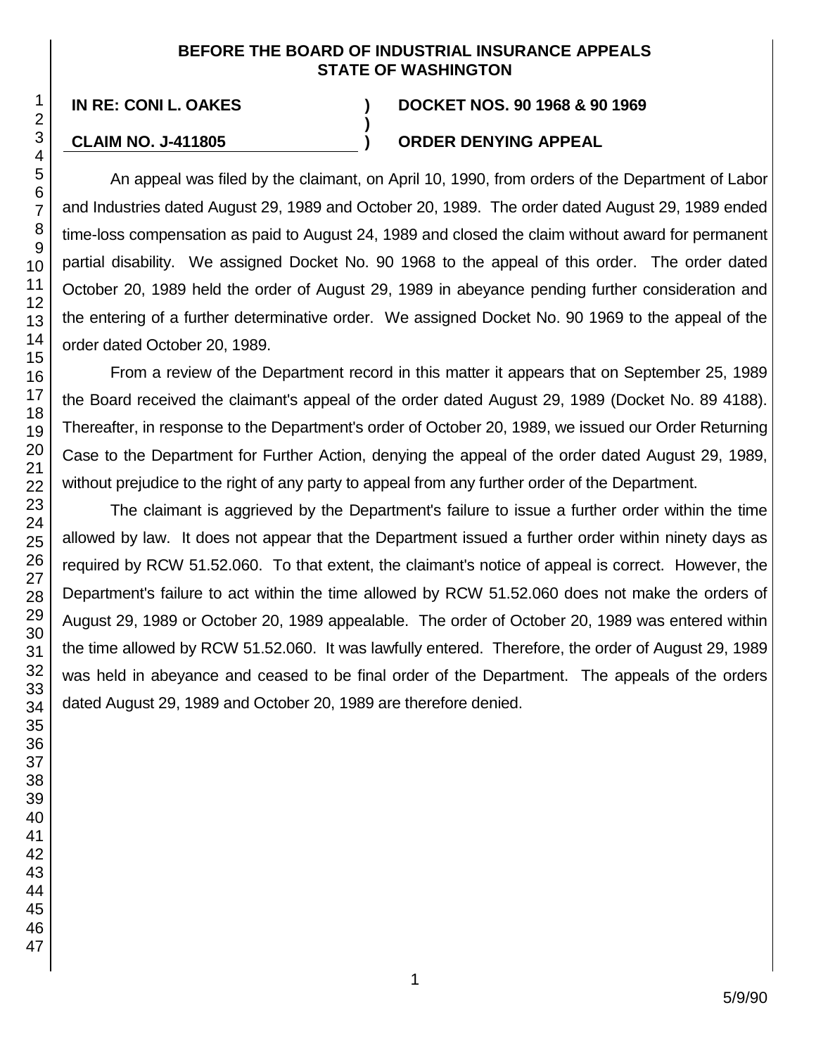**BEFORE THE BOARD OF INDUSTRIAL INSURANCE APPEALS**
**STATE OF WASHINGTON**

| | | |
|---|---|---|
| **IN RE: CONI L. OAKES** | **)** | **DOCKET NOS. 90 1968 & 90 1969** |
| | **)** | |
| **CLAIM NO. J-411805** | **)** | **ORDER DENYING APPEAL** |

An appeal was filed by the claimant, on April 10, 1990, from orders of the Department of Labor and Industries dated August 29, 1989 and October 20, 1989. The order dated August 29, 1989 ended time-loss compensation as paid to August 24, 1989 and closed the claim without award for permanent partial disability. We assigned Docket No. 90 1968 to the appeal of this order. The order dated October 20, 1989 held the order of August 29, 1989 in abeyance pending further consideration and the entering of a further determinative order. We assigned Docket No. 90 1969 to the appeal of the order dated October 20, 1989.

From a review of the Department record in this matter it appears that on September 25, 1989 the Board received the claimant's appeal of the order dated August 29, 1989 (Docket No. 89 4188). Thereafter, in response to the Department's order of October 20, 1989, we issued our Order Returning Case to the Department for Further Action, denying the appeal of the order dated August 29, 1989, without prejudice to the right of any party to appeal from any further order of the Department.

The claimant is aggrieved by the Department's failure to issue a further order within the time allowed by law. It does not appear that the Department issued a further order within ninety days as required by RCW 51.52.060. To that extent, the claimant's notice of appeal is correct. However, the Department's failure to act within the time allowed by RCW 51.52.060 does not make the orders of August 29, 1989 or October 20, 1989 appealable. The order of October 20, 1989 was entered within the time allowed by RCW 51.52.060. It was lawfully entered. Therefore, the order of August 29, 1989 was held in abeyance and ceased to be final order of the Department. The appeals of the orders dated August 29, 1989 and October 20, 1989 are therefore denied.

5/9/90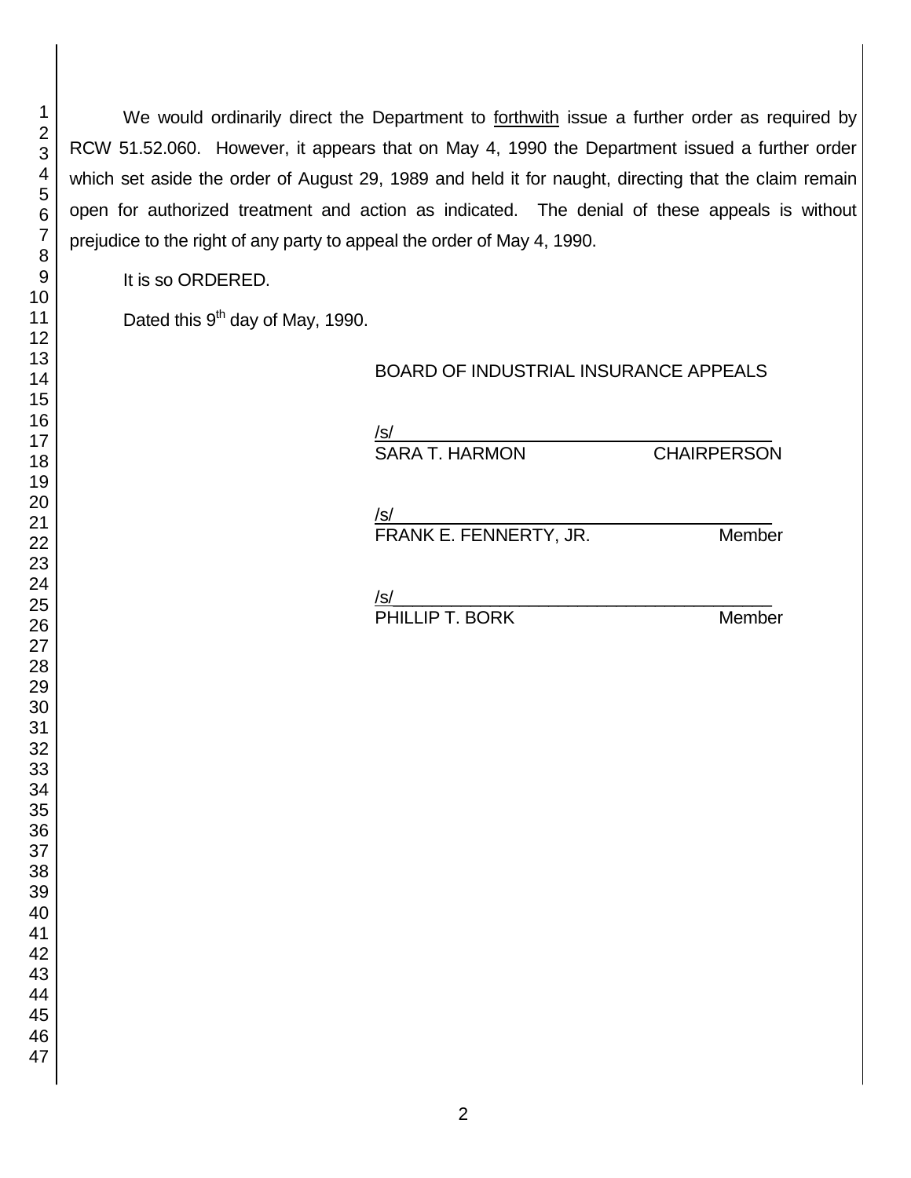We would ordinarily direct the Department to forthwith issue a further order as required by RCW 51.52.060. However, it appears that on May 4, 1990 the Department issued a further order which set aside the order of August 29, 1989 and held it for naught, directing that the claim remain open for authorized treatment and action as indicated. The denial of these appeals is without prejudice to the right of any party to appeal the order of May 4, 1990.

It is so ORDERED.

Dated this 9th day of May, 1990.

BOARD OF INDUSTRIAL INSURANCE APPEALS

/s/
SARA T. HARMON CHAIRPERSON

/s/
FRANK E. FENNERTY, JR. Member

/s/
PHILLIP T. BORK Member